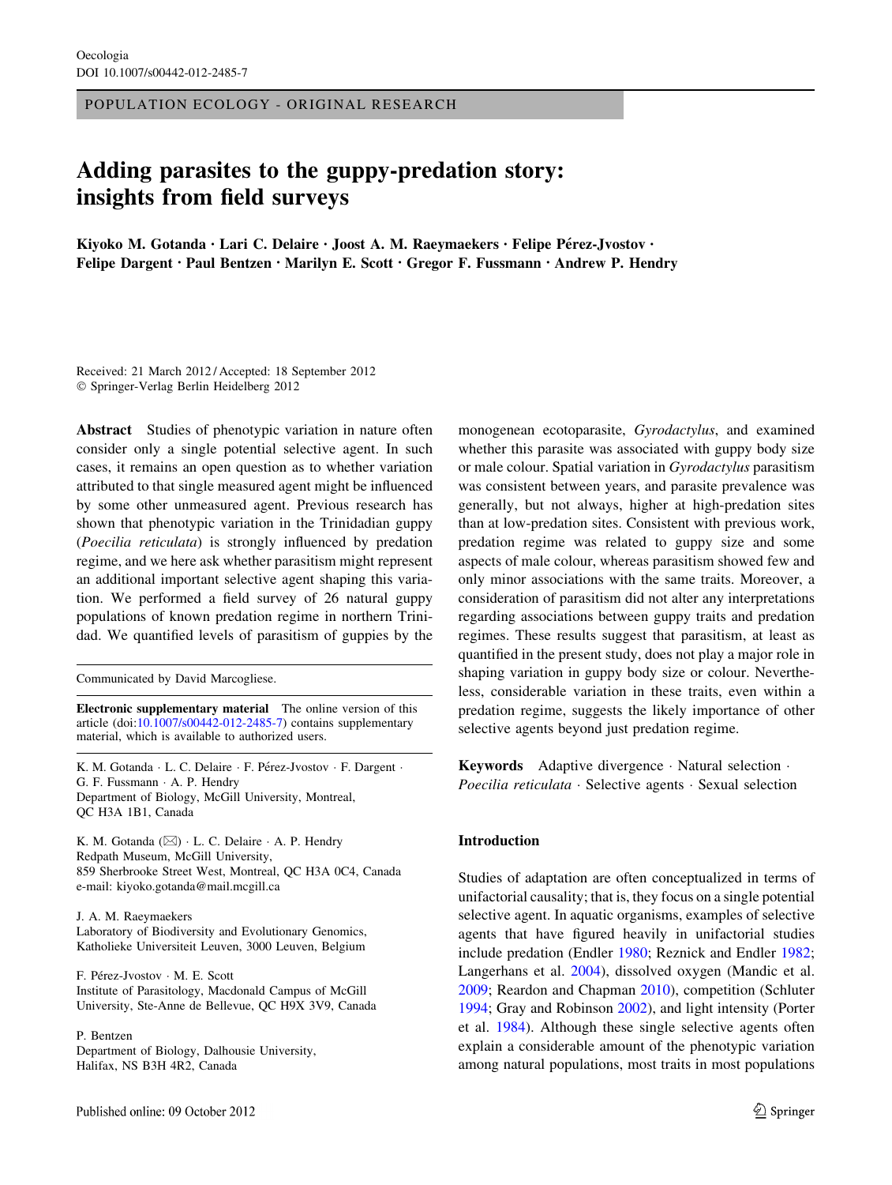POPULATION ECOLOGY - ORIGINAL RESEARCH

# Adding parasites to the guppy-predation story: insights from field surveys

**Kiyoko M. Gotanda · Lari C. Delaire · Joost A. M. Raeymaekers · Felipe Pérez-Jvostov · Felipe Dargent · Paul Bentzen · Marilyn E. Scott · Gregor F. Fussmann · Andrew P. Hendry**

Received: 21 March 2012 / Accepted: 18 September 2012
© Springer-Verlag Berlin Heidelberg 2012

**Abstract** Studies of phenotypic variation in nature often consider only a single potential selective agent. In such cases, it remains an open question as to whether variation attributed to that single measured agent might be influenced by some other unmeasured agent. Previous research has shown that phenotypic variation in the Trinidadian guppy (*Poecilia reticulata*) is strongly influenced by predation regime, and we here ask whether parasitism might represent an additional important selective agent shaping this variation. We performed a field survey of 26 natural guppy populations of known predation regime in northern Trinidad. We quantified levels of parasitism of guppies by the monogenean ecotoparasite, *Gyrodactylus*, and examined whether this parasite was associated with guppy body size or male colour. Spatial variation in *Gyrodactylus* parasitism was consistent between years, and parasite prevalence was generally, but not always, higher at high-predation sites than at low-predation sites. Consistent with previous work, predation regime was related to guppy size and some aspects of male colour, whereas parasitism showed few and only minor associations with the same traits. Moreover, a consideration of parasitism did not alter any interpretations regarding associations between guppy traits and predation regimes. These results suggest that parasitism, at least as quantified in the present study, does not play a major role in shaping variation in guppy body size or colour. Nevertheless, considerable variation in these traits, even within a predation regime, suggests the likely importance of other selective agents beyond just predation regime.

**Keywords** Adaptive divergence · Natural selection · *Poecilia reticulata* · Selective agents · Sexual selection

Communicated by David Marcogliese.

**Electronic supplementary material** The online version of this article (doi:10.1007/s00442-012-2485-7) contains supplementary material, which is available to authorized users.

K. M. Gotanda · L. C. Delaire · F. Pérez-Jvostov · F. Dargent · G. F. Fussmann · A. P. Hendry
Department of Biology, McGill University, Montreal, QC H3A 1B1, Canada

K. M. Gotanda (✉) · L. C. Delaire · A. P. Hendry
Redpath Museum, McGill University, 859 Sherbrooke Street West, Montreal, QC H3A 0C4, Canada
e-mail: kiyoko.gotanda@mail.mcgill.ca

J. A. M. Raeymaekers
Laboratory of Biodiversity and Evolutionary Genomics, Katholieke Universiteit Leuven, 3000 Leuven, Belgium

F. Pérez-Jvostov · M. E. Scott
Institute of Parasitology, Macdonald Campus of McGill University, Ste-Anne de Bellevue, QC H9X 3V9, Canada

P. Bentzen
Department of Biology, Dalhousie University, Halifax, NS B3H 4R2, Canada

## Introduction

Studies of adaptation are often conceptualized in terms of unifactorial causality; that is, they focus on a single potential selective agent. In aquatic organisms, examples of selective agents that have figured heavily in unifactorial studies include predation (Endler 1980; Reznick and Endler 1982; Langerhans et al. 2004), dissolved oxygen (Mandic et al. 2009; Reardon and Chapman 2010), competition (Schluter 1994; Gray and Robinson 2002), and light intensity (Porter et al. 1984). Although these single selective agents often explain a considerable amount of the phenotypic variation among natural populations, most traits in most populations

Published online: 09 October 2012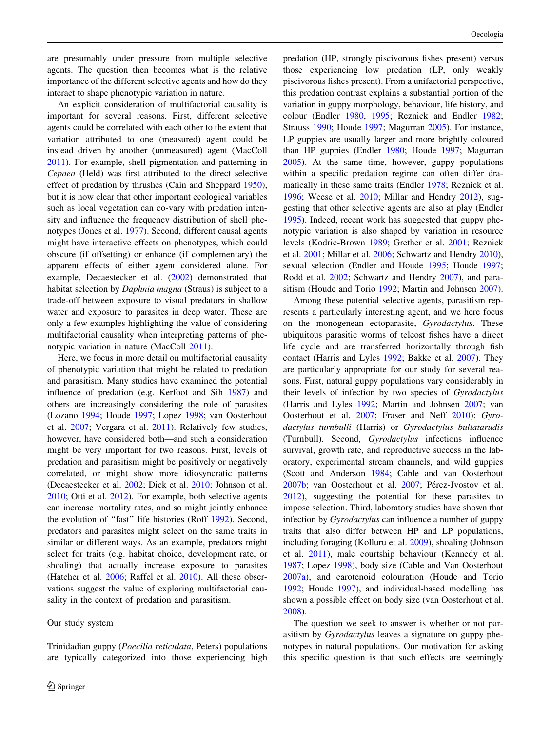are presumably under pressure from multiple selective agents. The question then becomes what is the relative importance of the different selective agents and how do they interact to shape phenotypic variation in nature.

An explicit consideration of multifactorial causality is important for several reasons. First, different selective agents could be correlated with each other to the extent that variation attributed to one (measured) agent could be instead driven by another (unmeasured) agent (MacColl 2011). For example, shell pigmentation and patterning in *Cepaea* (Held) was first attributed to the direct selective effect of predation by thrushes (Cain and Sheppard 1950), but it is now clear that other important ecological variables such as local vegetation can co-vary with predation intensity and influence the frequency distribution of shell phenotypes (Jones et al. 1977). Second, different causal agents might have interactive effects on phenotypes, which could obscure (if offsetting) or enhance (if complementary) the apparent effects of either agent considered alone. For example, Decaestecker et al. (2002) demonstrated that habitat selection by *Daphnia magna* (Straus) is subject to a trade-off between exposure to visual predators in shallow water and exposure to parasites in deep water. These are only a few examples highlighting the value of considering multifactorial causality when interpreting patterns of phenotypic variation in nature (MacColl 2011).

Here, we focus in more detail on multifactorial causality of phenotypic variation that might be related to predation and parasitism. Many studies have examined the potential influence of predation (e.g. Kerfoot and Sih 1987) and others are increasingly considering the role of parasites (Lozano 1994; Houde 1997; Lopez 1998; van Oosterhout et al. 2007; Vergara et al. 2011). Relatively few studies, however, have considered both—and such a consideration might be very important for two reasons. First, levels of predation and parasitism might be positively or negatively correlated, or might show more idiosyncratic patterns (Decaestecker et al. 2002; Dick et al. 2010; Johnson et al. 2010; Otti et al. 2012). For example, both selective agents can increase mortality rates, and so might jointly enhance the evolution of "fast" life histories (Roff 1992). Second, predators and parasites might select on the same traits in similar or different ways. As an example, predators might select for traits (e.g. habitat choice, development rate, or shoaling) that actually increase exposure to parasites (Hatcher et al. 2006; Raffel et al. 2010). All these observations suggest the value of exploring multifactorial causality in the context of predation and parasitism.

## Our study system

Trinidadian guppy (*Poecilia reticulata*, Peters) populations are typically categorized into those experiencing high predation (HP, strongly piscivorous fishes present) versus those experiencing low predation (LP, only weakly piscivorous fishes present). From a unifactorial perspective, this predation contrast explains a substantial portion of the variation in guppy morphology, behaviour, life history, and colour (Endler 1980, 1995; Reznick and Endler 1982; Strauss 1990; Houde 1997; Magurran 2005). For instance, LP guppies are usually larger and more brightly coloured than HP guppies (Endler 1980; Houde 1997; Magurran 2005). At the same time, however, guppy populations within a specific predation regime can often differ dramatically in these same traits (Endler 1978; Reznick et al. 1996; Weese et al. 2010; Millar and Hendry 2012), suggesting that other selective agents are also at play (Endler 1995). Indeed, recent work has suggested that guppy phenotypic variation is also shaped by variation in resource levels (Kodric-Brown 1989; Grether et al. 2001; Reznick et al. 2001; Millar et al. 2006; Schwartz and Hendry 2010), sexual selection (Endler and Houde 1995; Houde 1997; Rodd et al. 2002; Schwartz and Hendry 2007), and parasitism (Houde and Torio 1992; Martin and Johnsen 2007).

Among these potential selective agents, parasitism represents a particularly interesting agent, and we here focus on the monogenean ectoparasite, *Gyrodactylus*. These ubiquitous parasitic worms of teleost fishes have a direct life cycle and are transferred horizontally through fish contact (Harris and Lyles 1992; Bakke et al. 2007). They are particularly appropriate for our study for several reasons. First, natural guppy populations vary considerably in their levels of infection by two species of *Gyrodactylus* (Harris and Lyles 1992; Martin and Johnsen 2007; van Oosterhout et al. 2007; Fraser and Neff 2010): *Gyrodactylus turnbulli* (Harris) or *Gyrodactylus bullatarudis* (Turnbull). Second, *Gyrodactylus* infections influence survival, growth rate, and reproductive success in the laboratory, experimental stream channels, and wild guppies (Scott and Anderson 1984; Cable and van Oosterhout 2007b; van Oosterhout et al. 2007; Pérez-Jvostov et al. 2012), suggesting the potential for these parasites to impose selection. Third, laboratory studies have shown that infection by *Gyrodactylus* can influence a number of guppy traits that also differ between HP and LP populations, including foraging (Kolluru et al. 2009), shoaling (Johnson et al. 2011), male courtship behaviour (Kennedy et al. 1987; Lopez 1998), body size (Cable and Van Oosterhout 2007a), and carotenoid colouration (Houde and Torio 1992; Houde 1997), and individual-based modelling has shown a possible effect on body size (van Oosterhout et al. 2008).

The question we seek to answer is whether or not parasitism by *Gyrodactylus* leaves a signature on guppy phenotypes in natural populations. Our motivation for asking this specific question is that such effects are seemingly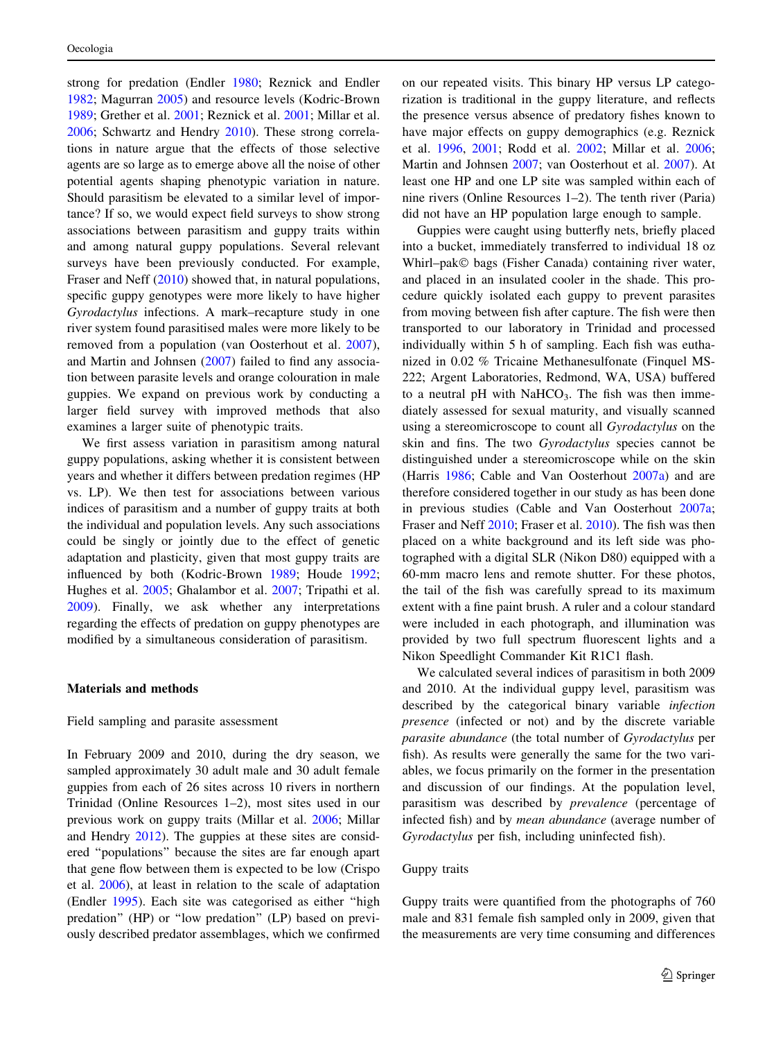strong for predation (Endler 1980; Reznick and Endler 1982; Magurran 2005) and resource levels (Kodric-Brown 1989; Grether et al. 2001; Reznick et al. 2001; Millar et al. 2006; Schwartz and Hendry 2010). These strong correlations in nature argue that the effects of those selective agents are so large as to emerge above all the noise of other potential agents shaping phenotypic variation in nature. Should parasitism be elevated to a similar level of importance? If so, we would expect field surveys to show strong associations between parasitism and guppy traits within and among natural guppy populations. Several relevant surveys have been previously conducted. For example, Fraser and Neff (2010) showed that, in natural populations, specific guppy genotypes were more likely to have higher *Gyrodactylus* infections. A mark–recapture study in one river system found parasitised males were more likely to be removed from a population (van Oosterhout et al. 2007), and Martin and Johnsen (2007) failed to find any association between parasite levels and orange colouration in male guppies. We expand on previous work by conducting a larger field survey with improved methods that also examines a larger suite of phenotypic traits.

We first assess variation in parasitism among natural guppy populations, asking whether it is consistent between years and whether it differs between predation regimes (HP vs. LP). We then test for associations between various indices of parasitism and a number of guppy traits at both the individual and population levels. Any such associations could be singly or jointly due to the effect of genetic adaptation and plasticity, given that most guppy traits are influenced by both (Kodric-Brown 1989; Houde 1992; Hughes et al. 2005; Ghalambor et al. 2007; Tripathi et al. 2009). Finally, we ask whether any interpretations regarding the effects of predation on guppy phenotypes are modified by a simultaneous consideration of parasitism.

## Materials and methods

### Field sampling and parasite assessment

In February 2009 and 2010, during the dry season, we sampled approximately 30 adult male and 30 adult female guppies from each of 26 sites across 10 rivers in northern Trinidad (Online Resources 1–2), most sites used in our previous work on guppy traits (Millar et al. 2006; Millar and Hendry 2012). The guppies at these sites are considered "populations" because the sites are far enough apart that gene flow between them is expected to be low (Crispo et al. 2006), at least in relation to the scale of adaptation (Endler 1995). Each site was categorised as either "high predation" (HP) or "low predation" (LP) based on previously described predator assemblages, which we confirmed on our repeated visits. This binary HP versus LP categorization is traditional in the guppy literature, and reflects the presence versus absence of predatory fishes known to have major effects on guppy demographics (e.g. Reznick et al. 1996, 2001; Rodd et al. 2002; Millar et al. 2006; Martin and Johnsen 2007; van Oosterhout et al. 2007). At least one HP and one LP site was sampled within each of nine rivers (Online Resources 1–2). The tenth river (Paria) did not have an HP population large enough to sample.

Guppies were caught using butterfly nets, briefly placed into a bucket, immediately transferred to individual 18 oz Whirl–pak© bags (Fisher Canada) containing river water, and placed in an insulated cooler in the shade. This procedure quickly isolated each guppy to prevent parasites from moving between fish after capture. The fish were then transported to our laboratory in Trinidad and processed individually within 5 h of sampling. Each fish was euthanized in 0.02 % Tricaine Methanesulfonate (Finquel MS-222; Argent Laboratories, Redmond, WA, USA) buffered to a neutral pH with $NaHCO_3$. The fish was then immediately assessed for sexual maturity, and visually scanned using a stereomicroscope to count all *Gyrodactylus* on the skin and fins. The two *Gyrodactylus* species cannot be distinguished under a stereomicroscope while on the skin (Harris 1986; Cable and Van Oosterhout 2007a) and are therefore considered together in our study as has been done in previous studies (Cable and Van Oosterhout 2007a; Fraser and Neff 2010; Fraser et al. 2010). The fish was then placed on a white background and its left side was photographed with a digital SLR (Nikon D80) equipped with a 60-mm macro lens and remote shutter. For these photos, the tail of the fish was carefully spread to its maximum extent with a fine paint brush. A ruler and a colour standard were included in each photograph, and illumination was provided by two full spectrum fluorescent lights and a Nikon Speedlight Commander Kit R1C1 flash.

We calculated several indices of parasitism in both 2009 and 2010. At the individual guppy level, parasitism was described by the categorical binary variable *infection presence* (infected or not) and by the discrete variable *parasite abundance* (the total number of *Gyrodactylus* per fish). As results were generally the same for the two variables, we focus primarily on the former in the presentation and discussion of our findings. At the population level, parasitism was described by *prevalence* (percentage of infected fish) and by *mean abundance* (average number of *Gyrodactylus* per fish, including uninfected fish).

### Guppy traits

Guppy traits were quantified from the photographs of 760 male and 831 female fish sampled only in 2009, given that the measurements are very time consuming and differences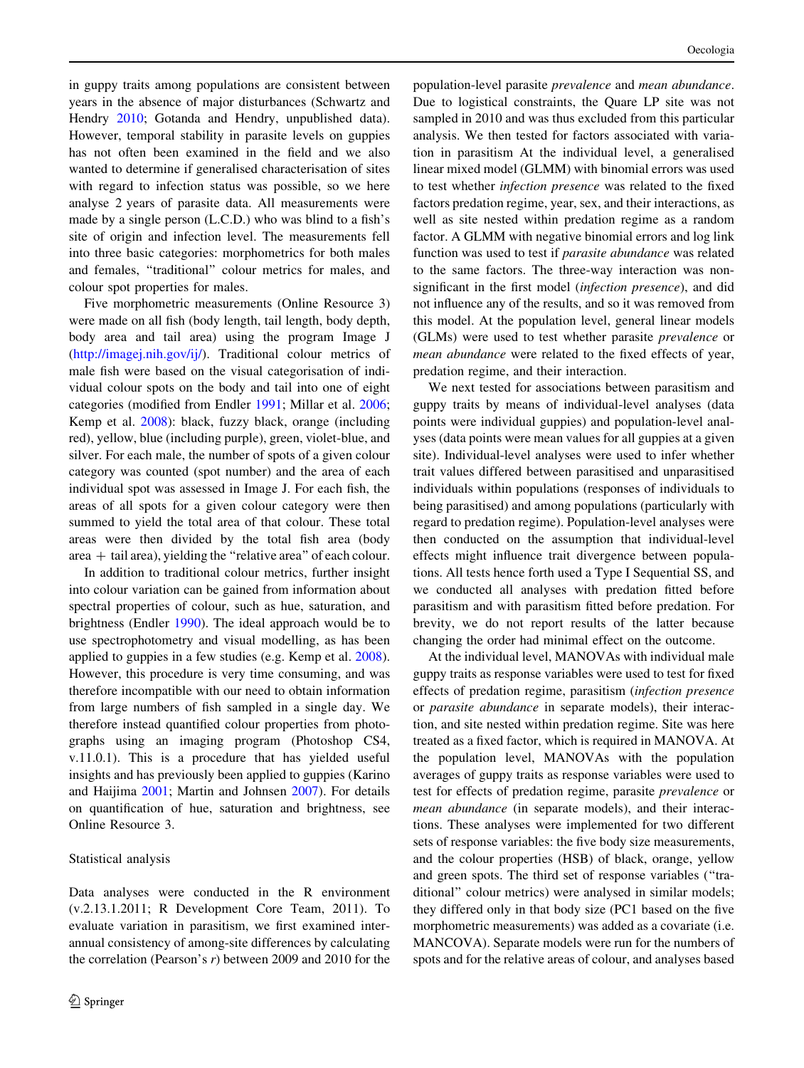in guppy traits among populations are consistent between years in the absence of major disturbances (Schwartz and Hendry 2010; Gotanda and Hendry, unpublished data). However, temporal stability in parasite levels on guppies has not often been examined in the field and we also wanted to determine if generalised characterisation of sites with regard to infection status was possible, so we here analyse 2 years of parasite data. All measurements were made by a single person (L.C.D.) who was blind to a fish's site of origin and infection level. The measurements fell into three basic categories: morphometrics for both males and females, "traditional" colour metrics for males, and colour spot properties for males.

Five morphometric measurements (Online Resource 3) were made on all fish (body length, tail length, body depth, body area and tail area) using the program Image J (http://imagej.nih.gov/ij/). Traditional colour metrics of male fish were based on the visual categorisation of individual colour spots on the body and tail into one of eight categories (modified from Endler 1991; Millar et al. 2006; Kemp et al. 2008): black, fuzzy black, orange (including red), yellow, blue (including purple), green, violet-blue, and silver. For each male, the number of spots of a given colour category was counted (spot number) and the area of each individual spot was assessed in Image J. For each fish, the areas of all spots for a given colour category were then summed to yield the total area of that colour. These total areas were then divided by the total fish area (body area + tail area), yielding the "relative area" of each colour.

In addition to traditional colour metrics, further insight into colour variation can be gained from information about spectral properties of colour, such as hue, saturation, and brightness (Endler 1990). The ideal approach would be to use spectrophotometry and visual modelling, as has been applied to guppies in a few studies (e.g. Kemp et al. 2008). However, this procedure is very time consuming, and was therefore incompatible with our need to obtain information from large numbers of fish sampled in a single day. We therefore instead quantified colour properties from photographs using an imaging program (Photoshop CS4, v.11.0.1). This is a procedure that has yielded useful insights and has previously been applied to guppies (Karino and Haijima 2001; Martin and Johnsen 2007). For details on quantification of hue, saturation and brightness, see Online Resource 3.

## Statistical analysis

Data analyses were conducted in the R environment (v.2.13.1.2011; R Development Core Team, 2011). To evaluate variation in parasitism, we first examined inter-annual consistency of among-site differences by calculating the correlation (Pearson's $r$) between 2009 and 2010 for the population-level parasite *prevalence* and *mean abundance*. Due to logistical constraints, the Quare LP site was not sampled in 2010 and was thus excluded from this particular analysis. We then tested for factors associated with variation in parasitism At the individual level, a generalised linear mixed model (GLMM) with binomial errors was used to test whether *infection presence* was related to the fixed factors predation regime, year, sex, and their interactions, as well as site nested within predation regime as a random factor. A GLMM with negative binomial errors and log link function was used to test if *parasite abundance* was related to the same factors. The three-way interaction was non-significant in the first model (*infection presence*), and did not influence any of the results, and so it was removed from this model. At the population level, general linear models (GLMs) were used to test whether parasite *prevalence* or *mean abundance* were related to the fixed effects of year, predation regime, and their interaction.

We next tested for associations between parasitism and guppy traits by means of individual-level analyses (data points were individual guppies) and population-level analyses (data points were mean values for all guppies at a given site). Individual-level analyses were used to infer whether trait values differed between parasitised and unparasitised individuals within populations (responses of individuals to being parasitised) and among populations (particularly with regard to predation regime). Population-level analyses were then conducted on the assumption that individual-level effects might influence trait divergence between populations. All tests hence forth used a Type I Sequential SS, and we conducted all analyses with predation fitted before parasitism and with parasitism fitted before predation. For brevity, we do not report results of the latter because changing the order had minimal effect on the outcome.

At the individual level, MANOVAs with individual male guppy traits as response variables were used to test for fixed effects of predation regime, parasitism (*infection presence* or *parasite abundance* in separate models), their interaction, and site nested within predation regime. Site was here treated as a fixed factor, which is required in MANOVA. At the population level, MANOVAs with the population averages of guppy traits as response variables were used to test for effects of predation regime, parasite *prevalence* or *mean abundance* (in separate models), and their interactions. These analyses were implemented for two different sets of response variables: the five body size measurements, and the colour properties (HSB) of black, orange, yellow and green spots. The third set of response variables ("traditional" colour metrics) were analysed in similar models; they differed only in that body size (PC1 based on the five morphometric measurements) was added as a covariate (i.e. MANCOVA). Separate models were run for the numbers of spots and for the relative areas of colour, and analyses based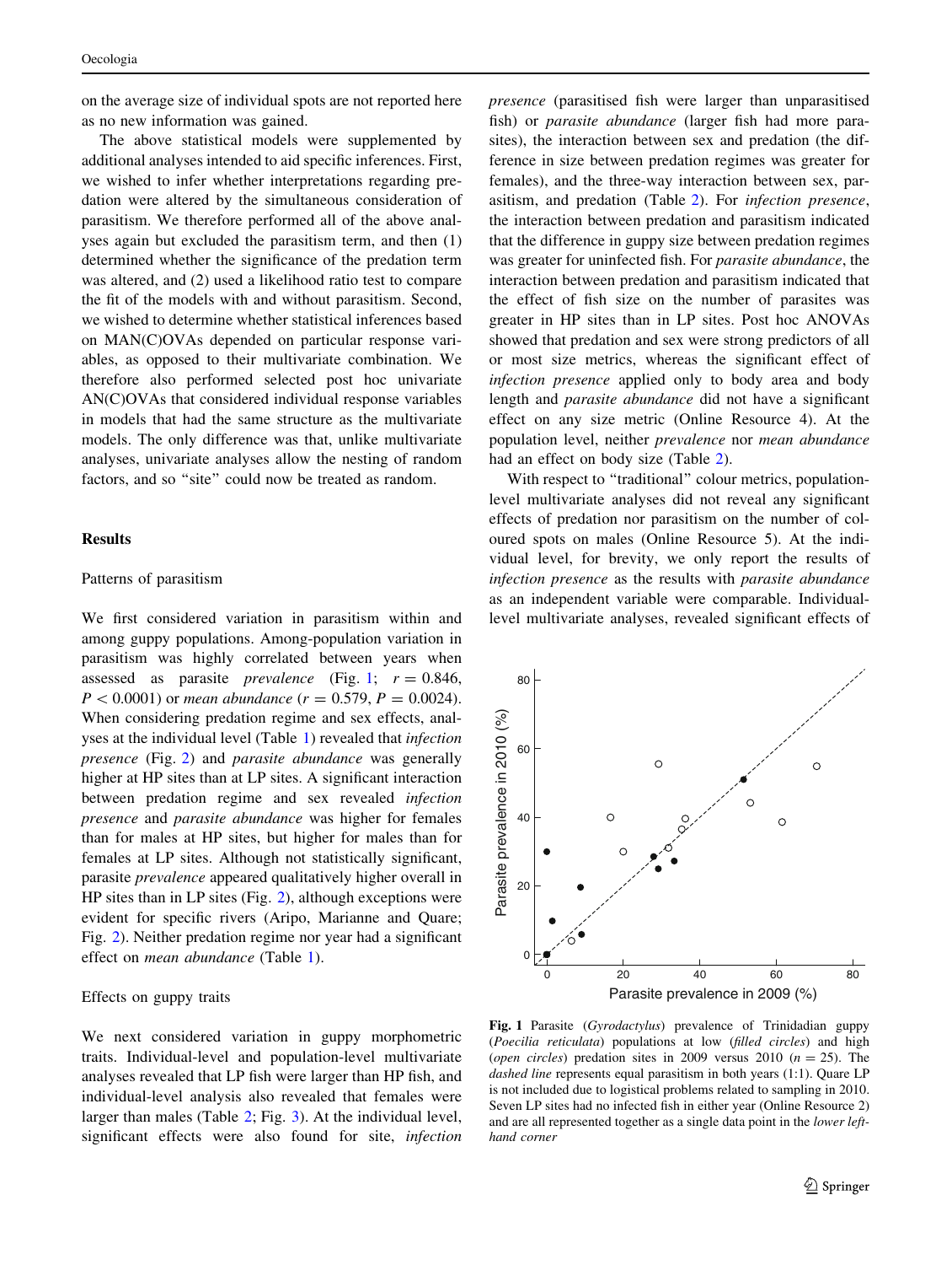on the average size of individual spots are not reported here as no new information was gained.

The above statistical models were supplemented by additional analyses intended to aid specific inferences. First, we wished to infer whether interpretations regarding predation were altered by the simultaneous consideration of parasitism. We therefore performed all of the above analyses again but excluded the parasitism term, and then (1) determined whether the significance of the predation term was altered, and (2) used a likelihood ratio test to compare the fit of the models with and without parasitism. Second, we wished to determine whether statistical inferences based on MAN(C)OVAs depended on particular response variables, as opposed to their multivariate combination. We therefore also performed selected post hoc univariate AN(C)OVAs that considered individual response variables in models that had the same structure as the multivariate models. The only difference was that, unlike multivariate analyses, univariate analyses allow the nesting of random factors, and so "site" could now be treated as random.

## Results

### Patterns of parasitism

We first considered variation in parasitism within and among guppy populations. Among-population variation in parasitism was highly correlated between years when assessed as parasite *prevalence* (Fig. 1; $r = 0.846$, $P < 0.0001$) or *mean abundance* ($r = 0.579$, $P = 0.0024$). When considering predation regime and sex effects, analyses at the individual level (Table 1) revealed that *infection presence* (Fig. 2) and *parasite abundance* was generally higher at HP sites than at LP sites. A significant interaction between predation regime and sex revealed *infection presence* and *parasite abundance* was higher for females than for males at HP sites, but higher for males than for females at LP sites. Although not statistically significant, parasite *prevalence* appeared qualitatively higher overall in HP sites than in LP sites (Fig. 2), although exceptions were evident for specific rivers (Aripo, Marianne and Quare; Fig. 2). Neither predation regime nor year had a significant effect on *mean abundance* (Table 1).

### Effects on guppy traits

We next considered variation in guppy morphometric traits. Individual-level and population-level multivariate analyses revealed that LP fish were larger than HP fish, and individual-level analysis also revealed that females were larger than males (Table 2; Fig. 3). At the individual level, significant effects were also found for site, *infection presence* (parasitised fish were larger than unparasitised fish) or *parasite abundance* (larger fish had more parasites), the interaction between sex and predation (the difference in size between predation regimes was greater for females), and the three-way interaction between sex, parasitism, and predation (Table 2). For *infection presence*, the interaction between predation and parasitism indicated that the difference in guppy size between predation regimes was greater for uninfected fish. For *parasite abundance*, the interaction between predation and parasitism indicated that the effect of fish size on the number of parasites was greater in HP sites than in LP sites. Post hoc ANOVAs showed that predation and sex were strong predictors of all or most size metrics, whereas the significant effect of *infection presence* applied only to body area and body length and *parasite abundance* did not have a significant effect on any size metric (Online Resource 4). At the population level, neither *prevalence* nor *mean abundance* had an effect on body size (Table 2).

With respect to "traditional" colour metrics, population-level multivariate analyses did not reveal any significant effects of predation nor parasitism on the number of coloured spots on males (Online Resource 5). At the individual level, for brevity, we only report the results of *infection presence* as the results with *parasite abundance* as an independent variable were comparable. Individual-level multivariate analyses, revealed significant effects of

**Fig. 1** Parasite (*Gyrodactylus*) prevalence of Trinidadian guppy (*Poecilia reticulata*) populations at low (*filled circles*) and high (*open circles*) predation sites in 2009 versus 2010 ($n = 25$). The *dashed line* represents equal parasitism in both years (1:1). Quare LP is not included due to logistical problems related to sampling in 2010. Seven LP sites had no infected fish in either year (Online Resource 2) and are all represented together as a single data point in the *lower left-hand corner*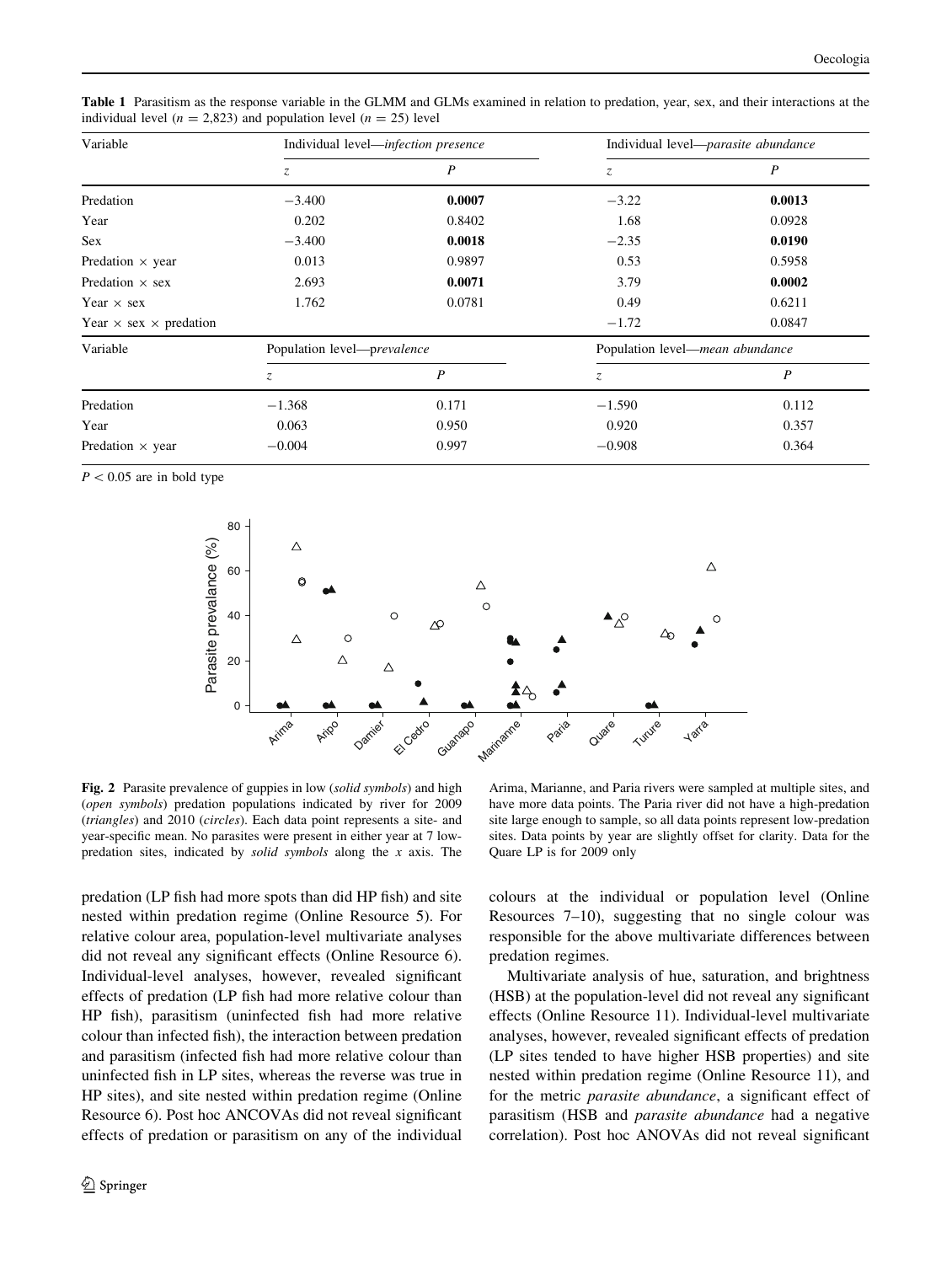**Table 1** Parasitism as the response variable in the GLMM and GLMs examined in relation to predation, year, sex, and their interactions at the individual level ($n = 2{,}823$) and population level ($n = 25$) level

| Variable | Individual level—*infection presence* | | Individual level—*parasite abundance* | |
|---|---|---|---|---|
| | $z$ | $P$ | $z$ | $P$ |
| Predation | −3.400 | **0.0007** | −3.22 | **0.0013** |
| Year | 0.202 | 0.8402 | 1.68 | 0.0928 |
| Sex | −3.400 | **0.0018** | −2.35 | **0.0190** |
| Predation × year | 0.013 | 0.9897 | 0.53 | 0.5958 |
| Predation × sex | 2.693 | **0.0071** | 3.79 | **0.0002** |
| Year × sex | 1.762 | 0.0781 | 0.49 | 0.6211 |
| Year × sex × predation | | | −1.72 | 0.0847 |
| **Variable** | **Population level—*prevalence*** | | **Population level—*mean abundance*** | |
| | $z$ | $P$ | $z$ | $P$ |
| Predation | −1.368 | 0.171 | −1.590 | 0.112 |
| Year | 0.063 | 0.950 | 0.920 | 0.357 |
| Predation × year | −0.004 | 0.997 | −0.908 | 0.364 |

$P < 0.05$ are in bold type

**Fig. 2** Parasite prevalence of guppies in low (*solid symbols*) and high (*open symbols*) predation populations indicated by river for 2009 (*triangles*) and 2010 (*circles*). Each data point represents a site- and year-specific mean. No parasites were present in either year at 7 low-predation sites, indicated by *solid symbols* along the *x* axis. The Arima, Marianne, and Paria rivers were sampled at multiple sites, and have more data points. The Paria river did not have a high-predation site large enough to sample, so all data points represent low-predation sites. Data points by year are slightly offset for clarity. Data for the Quare LP is for 2009 only

predation (LP fish had more spots than did HP fish) and site nested within predation regime (Online Resource 5). For relative colour area, population-level multivariate analyses did not reveal any significant effects (Online Resource 6). Individual-level analyses, however, revealed significant effects of predation (LP fish had more relative colour than HP fish), parasitism (uninfected fish had more relative colour than infected fish), the interaction between predation and parasitism (infected fish had more relative colour than uninfected fish in LP sites, whereas the reverse was true in HP sites), and site nested within predation regime (Online Resource 6). Post hoc ANCOVAs did not reveal significant effects of predation or parasitism on any of the individual colours at the individual or population level (Online Resources 7–10), suggesting that no single colour was responsible for the above multivariate differences between predation regimes.

Multivariate analysis of hue, saturation, and brightness (HSB) at the population-level did not reveal any significant effects (Online Resource 11). Individual-level multivariate analyses, however, revealed significant effects of predation (LP sites tended to have higher HSB properties) and site nested within predation regime (Online Resource 11), and for the metric *parasite abundance*, a significant effect of parasitism (HSB and *parasite abundance* had a negative correlation). Post hoc ANOVAs did not reveal significant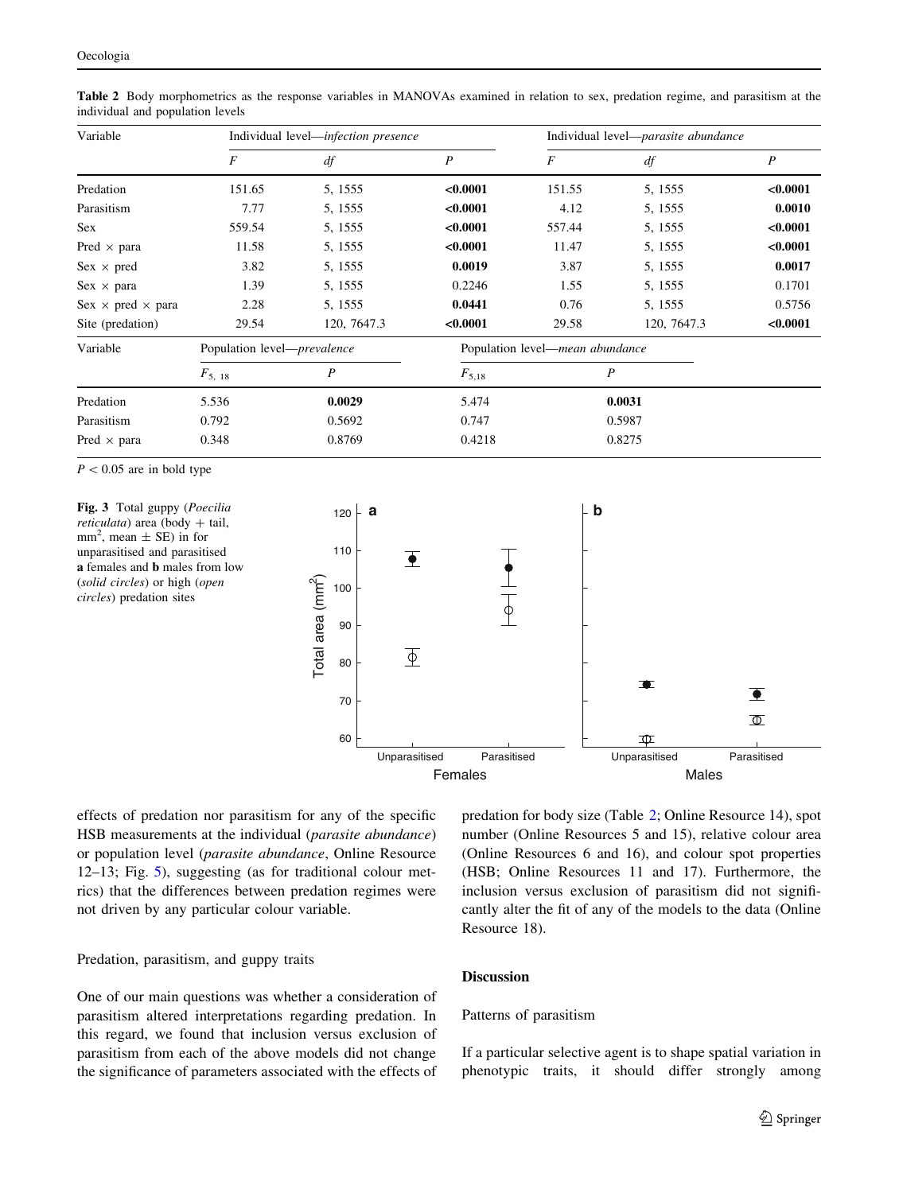**Table 2** Body morphometrics as the response variables in MANOVAs examined in relation to sex, predation regime, and parasitism at the individual and population levels

| Variable | Individual level—*infection presence* | | | Individual level—*parasite abundance* | | |
|---|---|---|---|---|---|---|
| | $F$ | $df$ | $P$ | $F$ | $df$ | $P$ |
| Predation | 151.65 | 5, 1555 | **<0.0001** | 151.55 | 5, 1555 | **<0.0001** |
| Parasitism | 7.77 | 5, 1555 | **<0.0001** | 4.12 | 5, 1555 | **0.0010** |
| Sex | 559.54 | 5, 1555 | **<0.0001** | 557.44 | 5, 1555 | **<0.0001** |
| Pred × para | 11.58 | 5, 1555 | **<0.0001** | 11.47 | 5, 1555 | **<0.0001** |
| Sex × pred | 3.82 | 5, 1555 | **0.0019** | 3.87 | 5, 1555 | **0.0017** |
| Sex × para | 1.39 | 5, 1555 | 0.2246 | 1.55 | 5, 1555 | 0.1701 |
| Sex × pred × para | 2.28 | 5, 1555 | **0.0441** | 0.76 | 5, 1555 | 0.5756 |
| Site (predation) | 29.54 | 120, 7647.3 | **<0.0001** | 29.58 | 120, 7647.3 | **<0.0001** |

| Variable | Population level—*prevalence* | | Population level—*mean abundance* | |
|---|---|---|---|---|
| | $F_{5, 18}$ | $P$ | $F_{5,18}$ | $P$ |
| Predation | 5.536 | **0.0029** | 5.474 | **0.0031** |
| Parasitism | 0.792 | 0.5692 | 0.747 | 0.5987 |
| Pred × para | 0.348 | 0.8769 | 0.4218 | 0.8275 |

$P < 0.05$ are in bold type

**Fig. 3** Total guppy (*Poecilia reticulata*) area (body + tail, mm$^2$, mean ± SE) in for unparasitised and parasitised **a** females and **b** males from low (*solid circles*) or high (*open circles*) predation sites

effects of predation nor parasitism for any of the specific HSB measurements at the individual (*parasite abundance*) or population level (*parasite abundance*, Online Resource 12–13; Fig. 5), suggesting (as for traditional colour metrics) that the differences between predation regimes were not driven by any particular colour variable.

### Predation, parasitism, and guppy traits

One of our main questions was whether a consideration of parasitism altered interpretations regarding predation. In this regard, we found that inclusion versus exclusion of parasitism from each of the above models did not change the significance of parameters associated with the effects of predation for body size (Table 2; Online Resource 14), spot number (Online Resources 5 and 15), relative colour area (Online Resources 6 and 16), and colour spot properties (HSB; Online Resources 11 and 17). Furthermore, the inclusion versus exclusion of parasitism did not significantly alter the fit of any of the models to the data (Online Resource 18).

## Discussion

### Patterns of parasitism

If a particular selective agent is to shape spatial variation in phenotypic traits, it should differ strongly among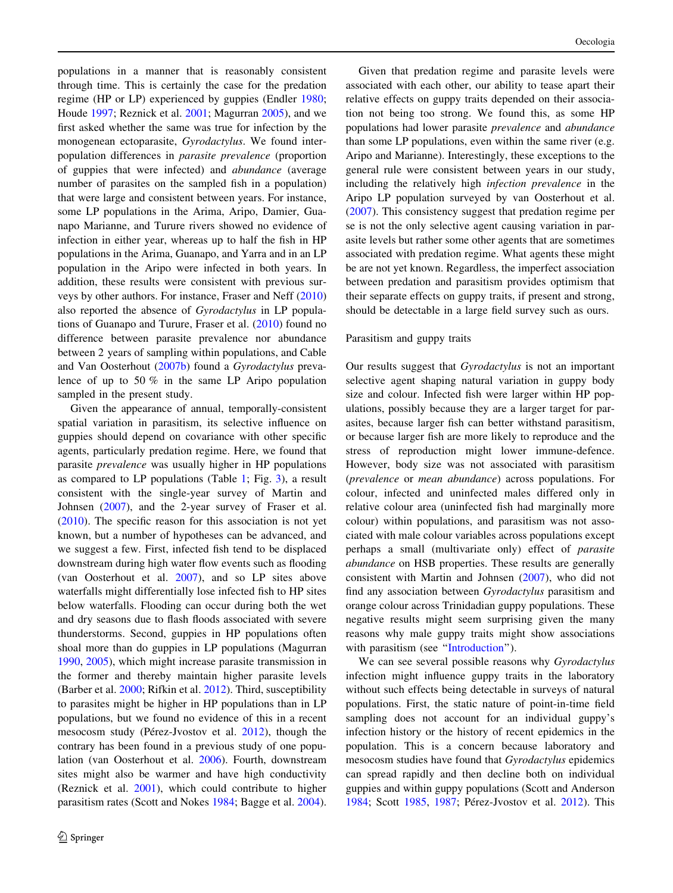populations in a manner that is reasonably consistent through time. This is certainly the case for the predation regime (HP or LP) experienced by guppies (Endler 1980; Houde 1997; Reznick et al. 2001; Magurran 2005), and we first asked whether the same was true for infection by the monogenean ectoparasite, *Gyrodactylus*. We found inter-population differences in *parasite prevalence* (proportion of guppies that were infected) and *abundance* (average number of parasites on the sampled fish in a population) that were large and consistent between years. For instance, some LP populations in the Arima, Aripo, Damier, Guanapo Marianne, and Turure rivers showed no evidence of infection in either year, whereas up to half the fish in HP populations in the Arima, Guanapo, and Yarra and in an LP population in the Aripo were infected in both years. In addition, these results were consistent with previous surveys by other authors. For instance, Fraser and Neff (2010) also reported the absence of *Gyrodactylus* in LP populations of Guanapo and Turure, Fraser et al. (2010) found no difference between parasite prevalence nor abundance between 2 years of sampling within populations, and Cable and Van Oosterhout (2007b) found a *Gyrodactylus* prevalence of up to 50 % in the same LP Aripo population sampled in the present study.

Given the appearance of annual, temporally-consistent spatial variation in parasitism, its selective influence on guppies should depend on covariance with other specific agents, particularly predation regime. Here, we found that parasite *prevalence* was usually higher in HP populations as compared to LP populations (Table 1; Fig. 3), a result consistent with the single-year survey of Martin and Johnsen (2007), and the 2-year survey of Fraser et al. (2010). The specific reason for this association is not yet known, but a number of hypotheses can be advanced, and we suggest a few. First, infected fish tend to be displaced downstream during high water flow events such as flooding (van Oosterhout et al. 2007), and so LP sites above waterfalls might differentially lose infected fish to HP sites below waterfalls. Flooding can occur during both the wet and dry seasons due to flash floods associated with severe thunderstorms. Second, guppies in HP populations often shoal more than do guppies in LP populations (Magurran 1990, 2005), which might increase parasite transmission in the former and thereby maintain higher parasite levels (Barber et al. 2000; Rifkin et al. 2012). Third, susceptibility to parasites might be higher in HP populations than in LP populations, but we found no evidence of this in a recent mesocosm study (Pérez-Jvostov et al. 2012), though the contrary has been found in a previous study of one population (van Oosterhout et al. 2006). Fourth, downstream sites might also be warmer and have high conductivity (Reznick et al. 2001), which could contribute to higher parasitism rates (Scott and Nokes 1984; Bagge et al. 2004).

Given that predation regime and parasite levels were associated with each other, our ability to tease apart their relative effects on guppy traits depended on their association not being too strong. We found this, as some HP populations had lower parasite *prevalence* and *abundance* than some LP populations, even within the same river (e.g. Aripo and Marianne). Interestingly, these exceptions to the general rule were consistent between years in our study, including the relatively high *infection prevalence* in the Aripo LP population surveyed by van Oosterhout et al. (2007). This consistency suggest that predation regime per se is not the only selective agent causing variation in parasite levels but rather some other agents that are sometimes associated with predation regime. What agents these might be are not yet known. Regardless, the imperfect association between predation and parasitism provides optimism that their separate effects on guppy traits, if present and strong, should be detectable in a large field survey such as ours.

## Parasitism and guppy traits

Our results suggest that *Gyrodactylus* is not an important selective agent shaping natural variation in guppy body size and colour. Infected fish were larger within HP populations, possibly because they are a larger target for parasites, because larger fish can better withstand parasitism, or because larger fish are more likely to reproduce and the stress of reproduction might lower immune-defence. However, body size was not associated with parasitism (*prevalence* or *mean abundance*) across populations. For colour, infected and uninfected males differed only in relative colour area (uninfected fish had marginally more colour) within populations, and parasitism was not associated with male colour variables across populations except perhaps a small (multivariate only) effect of *parasite abundance* on HSB properties. These results are generally consistent with Martin and Johnsen (2007), who did not find any association between *Gyrodactylus* parasitism and orange colour across Trinidadian guppy populations. These negative results might seem surprising given the many reasons why male guppy traits might show associations with parasitism (see "Introduction").

We can see several possible reasons why *Gyrodactylus* infection might influence guppy traits in the laboratory without such effects being detectable in surveys of natural populations. First, the static nature of point-in-time field sampling does not account for an individual guppy's infection history or the history of recent epidemics in the population. This is a concern because laboratory and mesocosm studies have found that *Gyrodactylus* epidemics can spread rapidly and then decline both on individual guppies and within guppy populations (Scott and Anderson 1984; Scott 1985, 1987; Pérez-Jvostov et al. 2012). This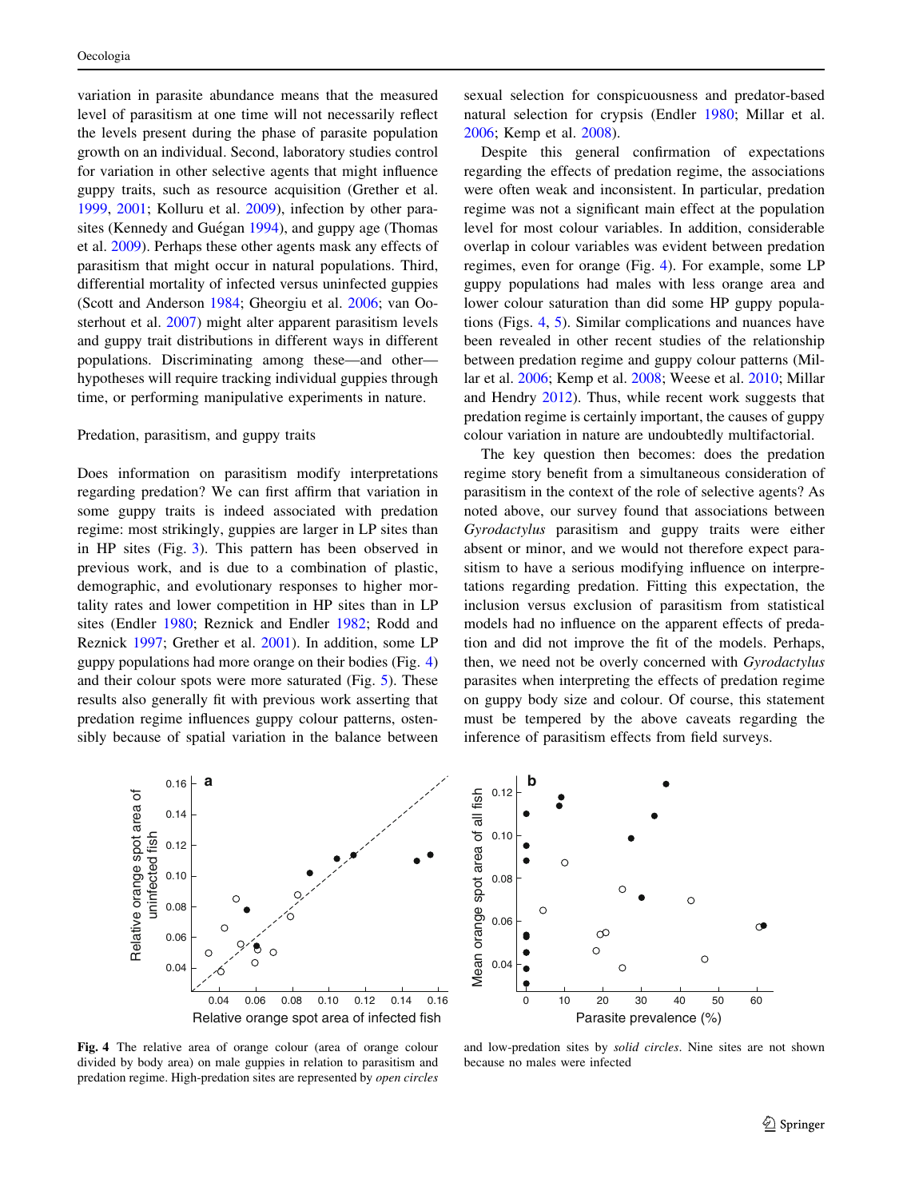variation in parasite abundance means that the measured level of parasitism at one time will not necessarily reflect the levels present during the phase of parasite population growth on an individual. Second, laboratory studies control for variation in other selective agents that might influence guppy traits, such as resource acquisition (Grether et al. 1999, 2001; Kolluru et al. 2009), infection by other parasites (Kennedy and Guégan 1994), and guppy age (Thomas et al. 2009). Perhaps these other agents mask any effects of parasitism that might occur in natural populations. Third, differential mortality of infected versus uninfected guppies (Scott and Anderson 1984; Gheorgiu et al. 2006; van Oosterhout et al. 2007) might alter apparent parasitism levels and guppy trait distributions in different ways in different populations. Discriminating among these—and other—hypotheses will require tracking individual guppies through time, or performing manipulative experiments in nature.

## Predation, parasitism, and guppy traits

Does information on parasitism modify interpretations regarding predation? We can first affirm that variation in some guppy traits is indeed associated with predation regime: most strikingly, guppies are larger in LP sites than in HP sites (Fig. 3). This pattern has been observed in previous work, and is due to a combination of plastic, demographic, and evolutionary responses to higher mortality rates and lower competition in HP sites than in LP sites (Endler 1980; Reznick and Endler 1982; Rodd and Reznick 1997; Grether et al. 2001). In addition, some LP guppy populations had more orange on their bodies (Fig. 4) and their colour spots were more saturated (Fig. 5). These results also generally fit with previous work asserting that predation regime influences guppy colour patterns, ostensibly because of spatial variation in the balance between sexual selection for conspicuousness and predator-based natural selection for crypsis (Endler 1980; Millar et al. 2006; Kemp et al. 2008).

Despite this general confirmation of expectations regarding the effects of predation regime, the associations were often weak and inconsistent. In particular, predation regime was not a significant main effect at the population level for most colour variables. In addition, considerable overlap in colour variables was evident between predation regimes, even for orange (Fig. 4). For example, some LP guppy populations had males with less orange area and lower colour saturation than did some HP guppy populations (Figs. 4, 5). Similar complications and nuances have been revealed in other recent studies of the relationship between predation regime and guppy colour patterns (Millar et al. 2006; Kemp et al. 2008; Weese et al. 2010; Millar and Hendry 2012). Thus, while recent work suggests that predation regime is certainly important, the causes of guppy colour variation in nature are undoubtedly multifactorial.

The key question then becomes: does the predation regime story benefit from a simultaneous consideration of parasitism in the context of the role of selective agents? As noted above, our survey found that associations between *Gyrodactylus* parasitism and guppy traits were either absent or minor, and we would not therefore expect parasitism to have a serious modifying influence on interpretations regarding predation. Fitting this expectation, the inclusion versus exclusion of parasitism from statistical models had no influence on the apparent effects of predation and did not improve the fit of the models. Perhaps, then, we need not be overly concerned with *Gyrodactylus* parasites when interpreting the effects of predation regime on guppy body size and colour. Of course, this statement must be tempered by the above caveats regarding the inference of parasitism effects from field surveys.

**Fig. 4** The relative area of orange colour (area of orange colour divided by body area) on male guppies in relation to parasitism and predation regime. High-predation sites are represented by *open circles* and low-predation sites by *solid circles*. Nine sites are not shown because no males were infected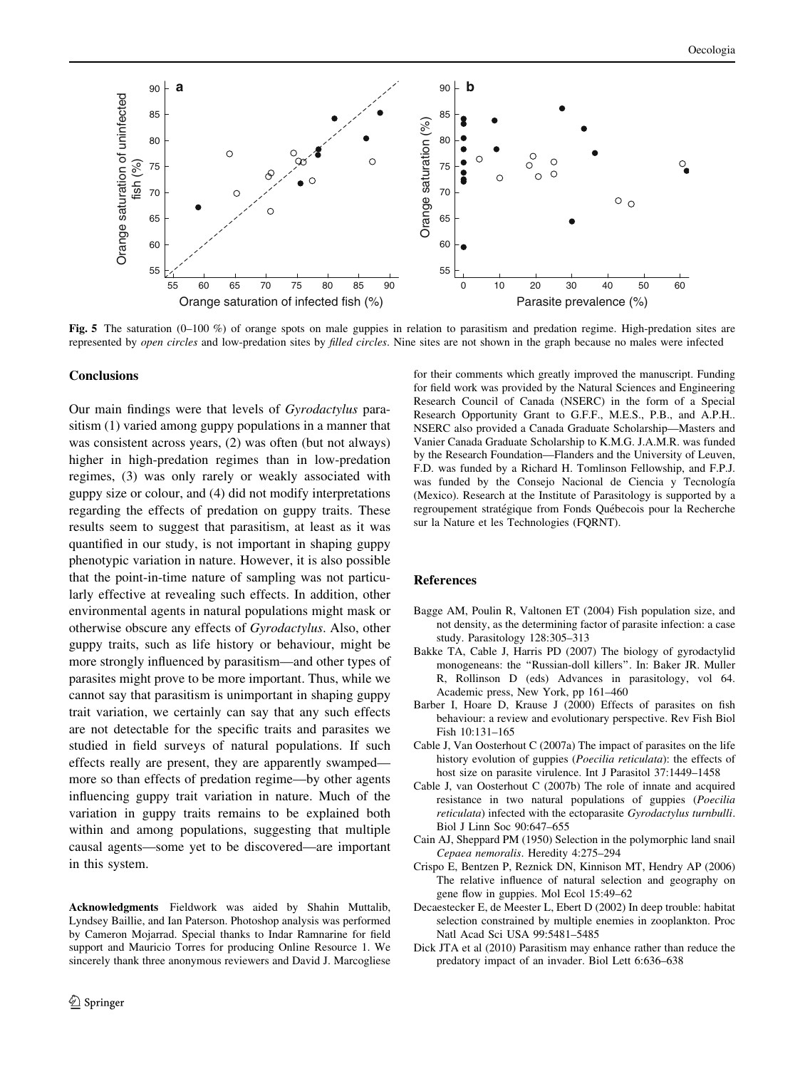a

90
85
80
75
70
65
60
55

Orange saturation of uninfected fish (%)

55 60 65 70 75 80 85 90

Orange saturation of infected fish (%)

b

90
85
80
75
70
65
60
55

Orange saturation (%)

0 10 20 30 40 50 60

Parasite prevalence (%)

**Fig. 5** The saturation (0–100 %) of orange spots on male guppies in relation to parasitism and predation regime. High-predation sites are represented by *open circles* and low-predation sites by *filled circles*. Nine sites are not shown in the graph because no males were infected

## Conclusions

Our main findings were that levels of *Gyrodactylus* parasitism (1) varied among guppy populations in a manner that was consistent across years, (2) was often (but not always) higher in high-predation regimes than in low-predation regimes, (3) was only rarely or weakly associated with guppy size or colour, and (4) did not modify interpretations regarding the effects of predation on guppy traits. These results seem to suggest that parasitism, at least as it was quantified in our study, is not important in shaping guppy phenotypic variation in nature. However, it is also possible that the point-in-time nature of sampling was not particularly effective at revealing such effects. In addition, other environmental agents in natural populations might mask or otherwise obscure any effects of *Gyrodactylus*. Also, other guppy traits, such as life history or behaviour, might be more strongly influenced by parasitism—and other types of parasites might prove to be more important. Thus, while we cannot say that parasitism is unimportant in shaping guppy trait variation, we certainly can say that any such effects are not detectable for the specific traits and parasites we studied in field surveys of natural populations. If such effects really are present, they are apparently swamped—more so than effects of predation regime—by other agents influencing guppy trait variation in nature. Much of the variation in guppy traits remains to be explained both within and among populations, suggesting that multiple causal agents—some yet to be discovered—are important in this system.

**Acknowledgments** Fieldwork was aided by Shahin Muttalib, Lyndsey Baillie, and Ian Paterson. Photoshop analysis was performed by Cameron Mojarrad. Special thanks to Indar Ramnarine for field support and Mauricio Torres for producing Online Resource 1. We sincerely thank three anonymous reviewers and David J. Marcogliese for their comments which greatly improved the manuscript. Funding for field work was provided by the Natural Sciences and Engineering Research Council of Canada (NSERC) in the form of a Special Research Opportunity Grant to G.F.F., M.E.S., P.B., and A.P.H.. NSERC also provided a Canada Graduate Scholarship—Masters and Vanier Canada Graduate Scholarship to K.M.G. J.A.M.R. was funded by the Research Foundation—Flanders and the University of Leuven, F.D. was funded by a Richard H. Tomlinson Fellowship, and F.P.J. was funded by the Consejo Nacional de Ciencia y Tecnología (Mexico). Research at the Institute of Parasitology is supported by a regroupement stratégique from Fonds Québecois pour la Recherche sur la Nature et les Technologies (FQRNT).

## References

- Bagge AM, Poulin R, Valtonen ET (2004) Fish population size, and not density, as the determining factor of parasite infection: a case study. Parasitology 128:305–313
- Bakke TA, Cable J, Harris PD (2007) The biology of gyrodactylid monogeneans: the "Russian-doll killers". In: Baker JR. Muller R, Rollinson D (eds) Advances in parasitology, vol 64. Academic press, New York, pp 161–460
- Barber I, Hoare D, Krause J (2000) Effects of parasites on fish behaviour: a review and evolutionary perspective. Rev Fish Biol Fish 10:131–165
- Cable J, Van Oosterhout C (2007a) The impact of parasites on the life history evolution of guppies (*Poecilia reticulata*): the effects of host size on parasite virulence. Int J Parasitol 37:1449–1458
- Cable J, van Oosterhout C (2007b) The role of innate and acquired resistance in two natural populations of guppies (*Poecilia reticulata*) infected with the ectoparasite *Gyrodactylus turnbulli*. Biol J Linn Soc 90:647–655
- Cain AJ, Sheppard PM (1950) Selection in the polymorphic land snail *Cepaea nemoralis*. Heredity 4:275–294
- Crispo E, Bentzen P, Reznick DN, Kinnison MT, Hendry AP (2006) The relative influence of natural selection and geography on gene flow in guppies. Mol Ecol 15:49–62
- Decaestecker E, de Meester L, Ebert D (2002) In deep trouble: habitat selection constrained by multiple enemies in zooplankton. Proc Natl Acad Sci USA 99:5481–5485
- Dick JTA et al (2010) Parasitism may enhance rather than reduce the predatory impact of an invader. Biol Lett 6:636–638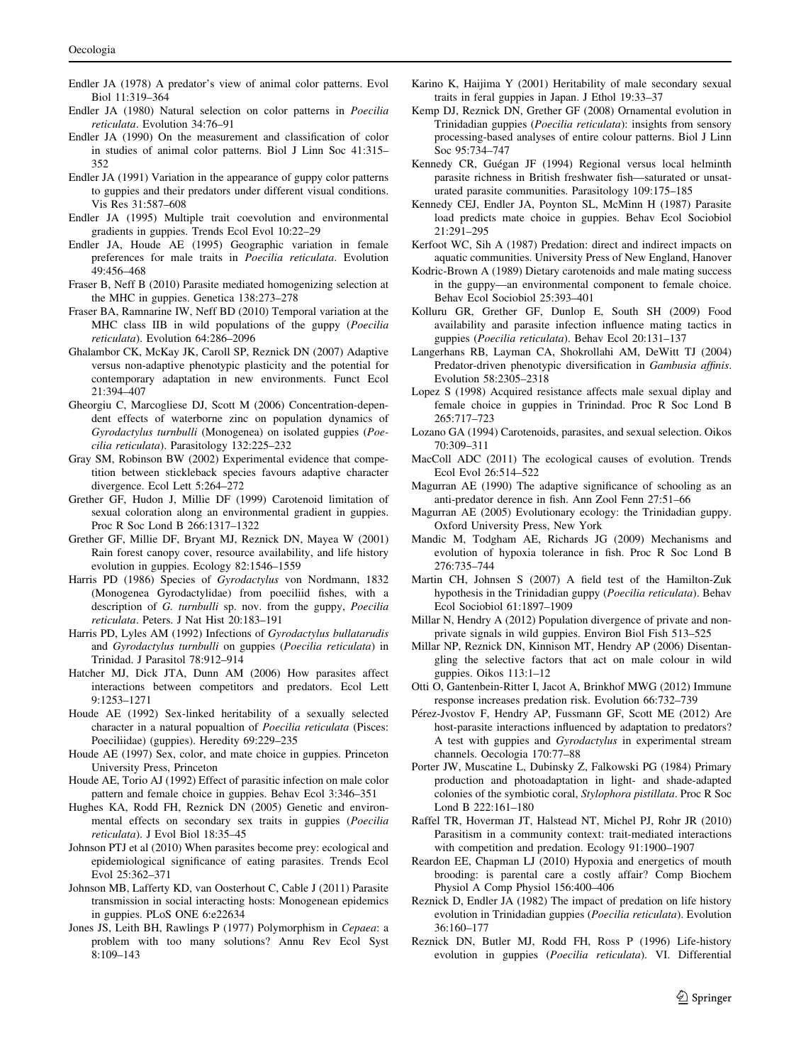Endler JA (1978) A predator's view of animal color patterns. Evol Biol 11:319–364

Endler JA (1980) Natural selection on color patterns in *Poecilia reticulata*. Evolution 34:76–91

Endler JA (1990) On the measurement and classification of color in studies of animal color patterns. Biol J Linn Soc 41:315–352

Endler JA (1991) Variation in the appearance of guppy color patterns to guppies and their predators under different visual conditions. Vis Res 31:587–608

Endler JA (1995) Multiple trait coevolution and environmental gradients in guppies. Trends Ecol Evol 10:22–29

Endler JA, Houde AE (1995) Geographic variation in female preferences for male traits in *Poecilia reticulata*. Evolution 49:456–468

Fraser B, Neff B (2010) Parasite mediated homogenizing selection at the MHC in guppies. Genetica 138:273–278

Fraser BA, Ramnarine IW, Neff BD (2010) Temporal variation at the MHC class IIB in wild populations of the guppy (*Poecilia reticulata*). Evolution 64:286–2096

Ghalambor CK, McKay JK, Caroll SP, Reznick DN (2007) Adaptive versus non-adaptive phenotypic plasticity and the potential for contemporary adaptation in new environments. Funct Ecol 21:394–407

Gheorgiu C, Marcogliese DJ, Scott M (2006) Concentration-dependent effects of waterborne zinc on population dynamics of *Gyrodactylus turnbulli* (Monogenea) on isolated guppies (*Poecilia reticulata*). Parasitology 132:225–232

Gray SM, Robinson BW (2002) Experimental evidence that competition between stickleback species favours adaptive character divergence. Ecol Lett 5:264–272

Grether GF, Hudon J, Millie DF (1999) Carotenoid limitation of sexual coloration along an environmental gradient in guppies. Proc R Soc Lond B 266:1317–1322

Grether GF, Millie DF, Bryant MJ, Reznick DN, Mayea W (2001) Rain forest canopy cover, resource availability, and life history evolution in guppies. Ecology 82:1546–1559

Harris PD (1986) Species of *Gyrodactylus* von Nordmann, 1832 (Monogenea Gyrodactylidae) from poeciliid fishes, with a description of *G. turnbulli* sp. nov. from the guppy, *Poecilia reticulata*. Peters. J Nat Hist 20:183–191

Harris PD, Lyles AM (1992) Infections of *Gyrodactylus bullatarudis* and *Gyrodactylus turnbulli* on guppies (*Poecilia reticulata*) in Trinidad. J Parasitol 78:912–914

Hatcher MJ, Dick JTA, Dunn AM (2006) How parasites affect interactions between competitors and predators. Ecol Lett 9:1253–1271

Houde AE (1992) Sex-linked heritability of a sexually selected character in a natural popualtion of *Poecilia reticulata* (Pisces: Poeciliidae) (guppies). Heredity 69:229–235

Houde AE (1997) Sex, color, and mate choice in guppies. Princeton University Press, Princeton

Houde AE, Torio AJ (1992) Effect of parasitic infection on male color pattern and female choice in guppies. Behav Ecol 3:346–351

Hughes KA, Rodd FH, Reznick DN (2005) Genetic and environmental effects on secondary sex traits in guppies (*Poecilia reticulata*). J Evol Biol 18:35–45

Johnson PTJ et al (2010) When parasites become prey: ecological and epidemiological significance of eating parasites. Trends Ecol Evol 25:362–371

Johnson MB, Lafferty KD, van Oosterhout C, Cable J (2011) Parasite transmission in social interacting hosts: Monogenean epidemics in guppies. PLoS ONE 6:e22634

Jones JS, Leith BH, Rawlings P (1977) Polymorphism in *Cepaea*: a problem with too many solutions? Annu Rev Ecol Syst 8:109–143

Karino K, Haijima Y (2001) Heritability of male secondary sexual traits in feral guppies in Japan. J Ethol 19:33–37

Kemp DJ, Reznick DN, Grether GF (2008) Ornamental evolution in Trinidadian guppies (*Poecilia reticulata*): insights from sensory processing-based analyses of entire colour patterns. Biol J Linn Soc 95:734–747

Kennedy CR, Guégan JF (1994) Regional versus local helminth parasite richness in British freshwater fish—saturated or unsaturated parasite communities. Parasitology 109:175–185

Kennedy CEJ, Endler JA, Poynton SL, McMinn H (1987) Parasite load predicts mate choice in guppies. Behav Ecol Sociobiol 21:291–295

Kerfoot WC, Sih A (1987) Predation: direct and indirect impacts on aquatic communities. University Press of New England, Hanover

Kodric-Brown A (1989) Dietary carotenoids and male mating success in the guppy—an environmental component to female choice. Behav Ecol Sociobiol 25:393–401

Kolluru GR, Grether GF, Dunlop E, South SH (2009) Food availability and parasite infection influence mating tactics in guppies (*Poecilia reticulata*). Behav Ecol 20:131–137

Langerhans RB, Layman CA, Shokrollahi AM, DeWitt TJ (2004) Predator-driven phenotypic diversification in *Gambusia affinis*. Evolution 58:2305–2318

Lopez S (1998) Acquired resistance affects male sexual diplay and female choice in guppies in Trinindad. Proc R Soc Lond B 265:717–723

Lozano GA (1994) Carotenoids, parasites, and sexual selection. Oikos 70:309–311

MacColl ADC (2011) The ecological causes of evolution. Trends Ecol Evol 26:514–522

Magurran AE (1990) The adaptive significance of schooling as an anti-predator derence in fish. Ann Zool Fenn 27:51–66

Magurran AE (2005) Evolutionary ecology: the Trinidadian guppy. Oxford University Press, New York

Mandic M, Todgham AE, Richards JG (2009) Mechanisms and evolution of hypoxia tolerance in fish. Proc R Soc Lond B 276:735–744

Martin CH, Johnsen S (2007) A field test of the Hamilton-Zuk hypothesis in the Trinidadian guppy (*Poecilia reticulata*). Behav Ecol Sociobiol 61:1897–1909

Millar N, Hendry A (2012) Population divergence of private and non-private signals in wild guppies. Environ Biol Fish 513–525

Millar NP, Reznick DN, Kinnison MT, Hendry AP (2006) Disentangling the selective factors that act on male colour in wild guppies. Oikos 113:1–12

Otti O, Gantenbein-Ritter I, Jacot A, Brinkhof MWG (2012) Immune response increases predation risk. Evolution 66:732–739

Pérez-Jvostov F, Hendry AP, Fussmann GF, Scott ME (2012) Are host-parasite interactions influenced by adaptation to predators? A test with guppies and *Gyrodactylus* in experimental stream channels. Oecologia 170:77–88

Porter JW, Muscatine L, Dubinsky Z, Falkowski PG (1984) Primary production and photoadaptation in light- and shade-adapted colonies of the symbiotic coral, *Stylophora pistillata*. Proc R Soc Lond B 222:161–180

Raffel TR, Hoverman JT, Halstead NT, Michel PJ, Rohr JR (2010) Parasitism in a community context: trait-mediated interactions with competition and predation. Ecology 91:1900–1907

Reardon EE, Chapman LJ (2010) Hypoxia and energetics of mouth brooding: is parental care a costly affair? Comp Biochem Physiol A Comp Physiol 156:400–406

Reznick D, Endler JA (1982) The impact of predation on life history evolution in Trinidadian guppies (*Poecilia reticulata*). Evolution 36:160–177

Reznick DN, Butler MJ, Rodd FH, Ross P (1996) Life-history evolution in guppies (*Poecilia reticulata*). VI. Differential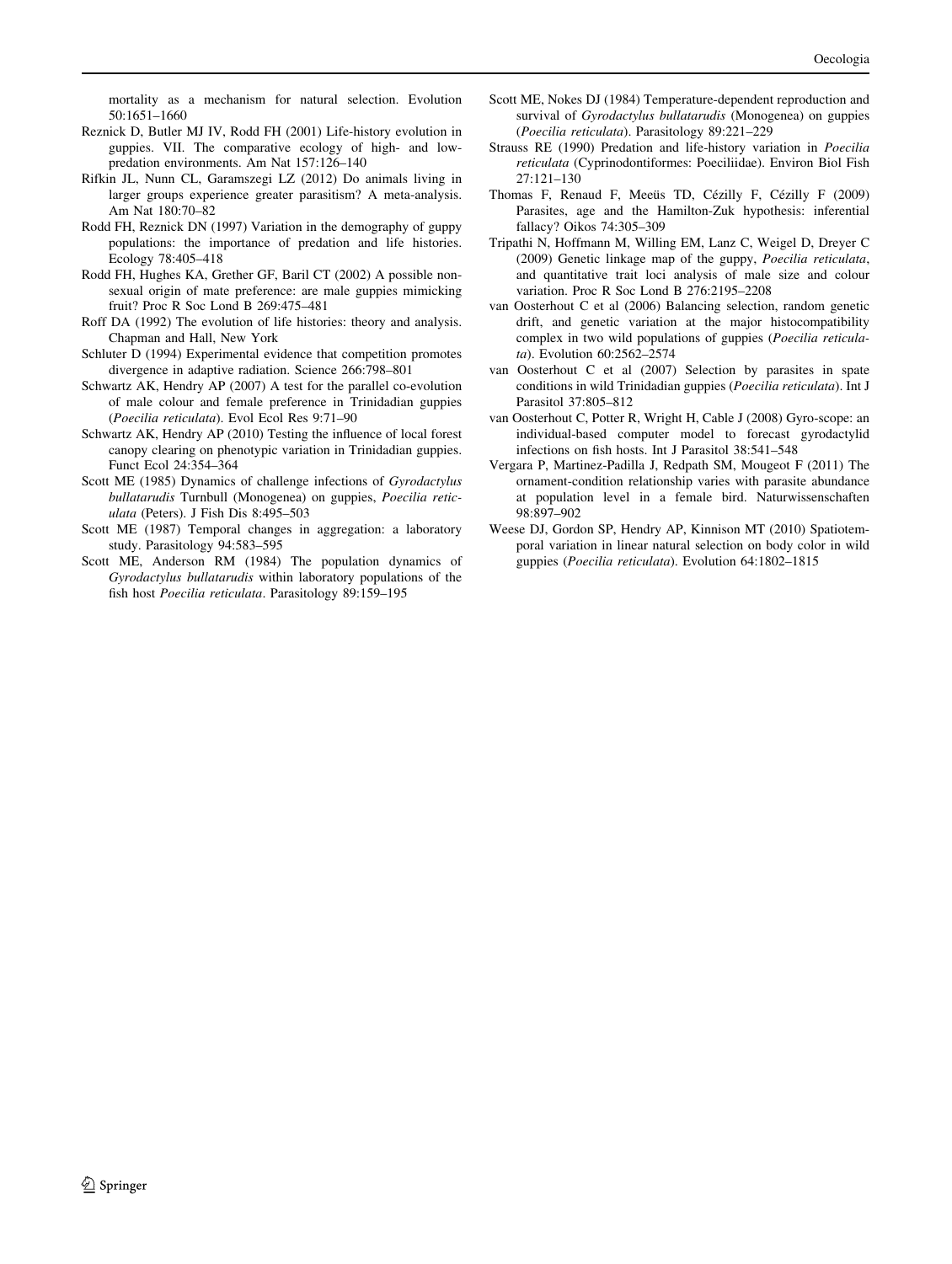mortality as a mechanism for natural selection. Evolution 50:1651–1660

Reznick D, Butler MJ IV, Rodd FH (2001) Life-history evolution in guppies. VII. The comparative ecology of high- and low-predation environments. Am Nat 157:126–140

Rifkin JL, Nunn CL, Garamszegi LZ (2012) Do animals living in larger groups experience greater parasitism? A meta-analysis. Am Nat 180:70–82

Rodd FH, Reznick DN (1997) Variation in the demography of guppy populations: the importance of predation and life histories. Ecology 78:405–418

Rodd FH, Hughes KA, Grether GF, Baril CT (2002) A possible non-sexual origin of mate preference: are male guppies mimicking fruit? Proc R Soc Lond B 269:475–481

Roff DA (1992) The evolution of life histories: theory and analysis. Chapman and Hall, New York

Schluter D (1994) Experimental evidence that competition promotes divergence in adaptive radiation. Science 266:798–801

Schwartz AK, Hendry AP (2007) A test for the parallel co-evolution of male colour and female preference in Trinidadian guppies (*Poecilia reticulata*). Evol Ecol Res 9:71–90

Schwartz AK, Hendry AP (2010) Testing the influence of local forest canopy clearing on phenotypic variation in Trinidadian guppies. Funct Ecol 24:354–364

Scott ME (1985) Dynamics of challenge infections of *Gyrodactylus bullatarudis* Turnbull (Monogenea) on guppies, *Poecilia reticulata* (Peters). J Fish Dis 8:495–503

Scott ME (1987) Temporal changes in aggregation: a laboratory study. Parasitology 94:583–595

Scott ME, Anderson RM (1984) The population dynamics of *Gyrodactylus bullatarudis* within laboratory populations of the fish host *Poecilia reticulata*. Parasitology 89:159–195

Scott ME, Nokes DJ (1984) Temperature-dependent reproduction and survival of *Gyrodactylus bullatarudis* (Monogenea) on guppies (*Poecilia reticulata*). Parasitology 89:221–229

Strauss RE (1990) Predation and life-history variation in *Poecilia reticulata* (Cyprinodontiformes: Poeciliidae). Environ Biol Fish 27:121–130

Thomas F, Renaud F, Meeüs TD, Cézilly F, Cézilly F (2009) Parasites, age and the Hamilton-Zuk hypothesis: inferential fallacy? Oikos 74:305–309

Tripathi N, Hoffmann M, Willing EM, Lanz C, Weigel D, Dreyer C (2009) Genetic linkage map of the guppy, *Poecilia reticulata*, and quantitative trait loci analysis of male size and colour variation. Proc R Soc Lond B 276:2195–2208

van Oosterhout C et al (2006) Balancing selection, random genetic drift, and genetic variation at the major histocompatibility complex in two wild populations of guppies (*Poecilia reticulata*). Evolution 60:2562–2574

van Oosterhout C et al (2007) Selection by parasites in spate conditions in wild Trinidadian guppies (*Poecilia reticulata*). Int J Parasitol 37:805–812

van Oosterhout C, Potter R, Wright H, Cable J (2008) Gyro-scope: an individual-based computer model to forecast gyrodactylid infections on fish hosts. Int J Parasitol 38:541–548

Vergara P, Martinez-Padilla J, Redpath SM, Mougeot F (2011) The ornament-condition relationship varies with parasite abundance at population level in a female bird. Naturwissenschaften 98:897–902

Weese DJ, Gordon SP, Hendry AP, Kinnison MT (2010) Spatiotemporal variation in linear natural selection on body color in wild guppies (*Poecilia reticulata*). Evolution 64:1802–1815